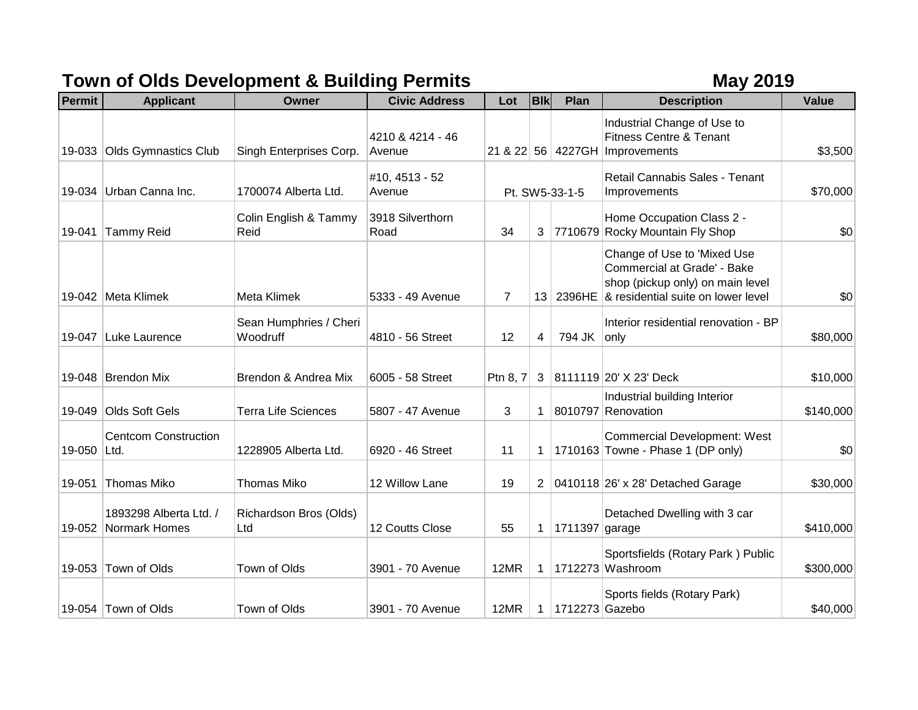# Town of Olds Development & Building Permits

**May 2019**

| Permit | Applicant | Owner | Civic Address | Lot | Blk | Plan | Description | Value |
|---|---|---|---|---|---|---|---|---|
| 19-033 | Olds Gymnastics Club | Singh Enterprises Corp. | 4210 & 4214 - 46 Avenue | 21 & 22 | 56 | 4227GH | Industrial Change of Use to Fitness Centre & Tenant Improvements | $3,500 |
| 19-034 | Urban Canna Inc. | 1700074 Alberta Ltd. | #10, 4513 - 52 Avenue | Pt. SW5-33-1-5 | | | Retail Cannabis Sales - Tenant Improvements | $70,000 |
| 19-041 | Tammy Reid | Colin English & Tammy Reid | 3918 Silverthorn Road | 34 | 3 | 7710679 | Home Occupation Class 2 - Rocky Mountain Fly Shop | $0 |
| 19-042 | Meta Klimek | Meta Klimek | 5333 - 49 Avenue | 7 | 13 | 2396HE | Change of Use to 'Mixed Use Commercial at Grade' - Bake shop (pickup only) on main level & residential suite on lower level | $0 |
| 19-047 | Luke Laurence | Sean Humphries / Cheri Woodruff | 4810 - 56 Street | 12 | 4 | 794 JK | Interior residential renovation - BP only | $80,000 |
| 19-048 | Brendon Mix | Brendon & Andrea Mix | 6005 - 58 Street | Ptn 8, 7 | 3 | 8111119 | 20' X 23' Deck | $10,000 |
| 19-049 | Olds Soft Gels | Terra Life Sciences | 5807 - 47 Avenue | 3 | 1 | 8010797 | Industrial building Interior Renovation | $140,000 |
| 19-050 | Centcom Construction Ltd. | 1228905 Alberta Ltd. | 6920 - 46 Street | 11 | 1 | 1710163 | Commercial Development: West Towne - Phase 1 (DP only) | $0 |
| 19-051 | Thomas Miko | Thomas Miko | 12 Willow Lane | 19 | 2 | 0410118 | 26' x 28' Detached Garage | $30,000 |
| 19-052 | 1893298 Alberta Ltd. / Normark Homes | Richardson Bros (Olds) Ltd | 12 Coutts Close | 55 | 1 | 1711397 | Detached Dwelling with 3 car garage | $410,000 |
| 19-053 | Town of Olds | Town of Olds | 3901 - 70 Avenue | 12MR | 1 | 1712273 | Sportsfields (Rotary Park ) Public Washroom | $300,000 |
| 19-054 | Town of Olds | Town of Olds | 3901 - 70 Avenue | 12MR | 1 | 1712273 | Sports fields (Rotary Park) Gazebo | $40,000 |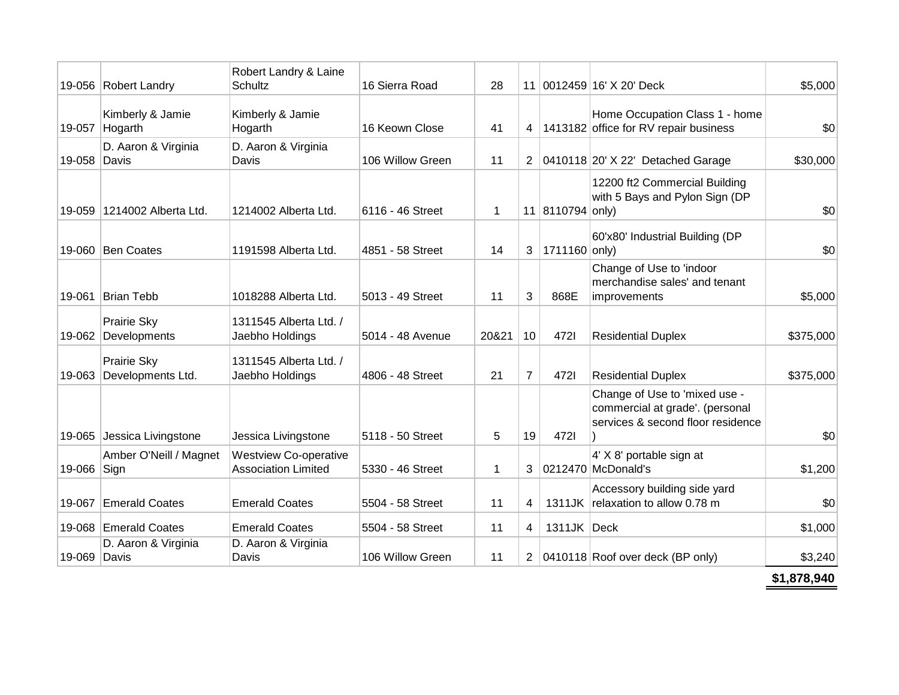| | | | | | | | | |
|---|---|---|---|---|---|---|---|---|
| 19-056 | Robert Landry | Robert Landry & Laine Schultz | 16 Sierra Road | 28 | 11 | 0012459 | 16' X 20' Deck | $5,000 |
| 19-057 | Kimberly & Jamie Hogarth | Kimberly & Jamie Hogarth | 16 Keown Close | 41 | 4 | 1413182 | Home Occupation Class 1 - home office for RV repair business | $0 |
| 19-058 | D. Aaron & Virginia Davis | D. Aaron & Virginia Davis | 106 Willow Green | 11 | 2 | 0410118 | 20' X 22' Detached Garage | $30,000 |
| 19-059 | 1214002 Alberta Ltd. | 1214002 Alberta Ltd. | 6116 - 46 Street | 1 | 11 | 8110794 | 12200 ft2 Commercial Building with 5 Bays and Pylon Sign (DP only) | $0 |
| 19-060 | Ben Coates | 1191598 Alberta Ltd. | 4851 - 58 Street | 14 | 3 | 1711160 | 60'x80' Industrial Building (DP only) | $0 |
| 19-061 | Brian Tebb | 1018288 Alberta Ltd. | 5013 - 49 Street | 11 | 3 | 868E | Change of Use to 'indoor merchandise sales' and tenant improvements | $5,000 |
| 19-062 | Prairie Sky Developments | 1311545 Alberta Ltd. / Jaebho Holdings | 5014 - 48 Avenue | 20&21 | 10 | 472I | Residential Duplex | $375,000 |
| 19-063 | Prairie Sky Developments Ltd. | 1311545 Alberta Ltd. / Jaebho Holdings | 4806 - 48 Street | 21 | 7 | 472I | Residential Duplex | $375,000 |
| 19-065 | Jessica Livingstone | Jessica Livingstone | 5118 - 50 Street | 5 | 19 | 472I | Change of Use to 'mixed use - commercial at grade'. (personal services & second floor residence ) | $0 |
| 19-066 | Amber O'Neill / Magnet Sign | Westview Co-operative Association Limited | 5330 - 46 Street | 1 | 3 | 0212470 | 4' X 8' portable sign at McDonald's | $1,200 |
| 19-067 | Emerald Coates | Emerald Coates | 5504 - 58 Street | 11 | 4 | 1311JK | Accessory building side yard relaxation to allow 0.78 m | $0 |
| 19-068 | Emerald Coates | Emerald Coates | 5504 - 58 Street | 11 | 4 | 1311JK | Deck | $1,000 |
| 19-069 | D. Aaron & Virginia Davis | D. Aaron & Virginia Davis | 106 Willow Green | 11 | 2 | 0410118 | Roof over deck (BP only) | $3,240 |
| | | | | | | | | **$1,878,940** |